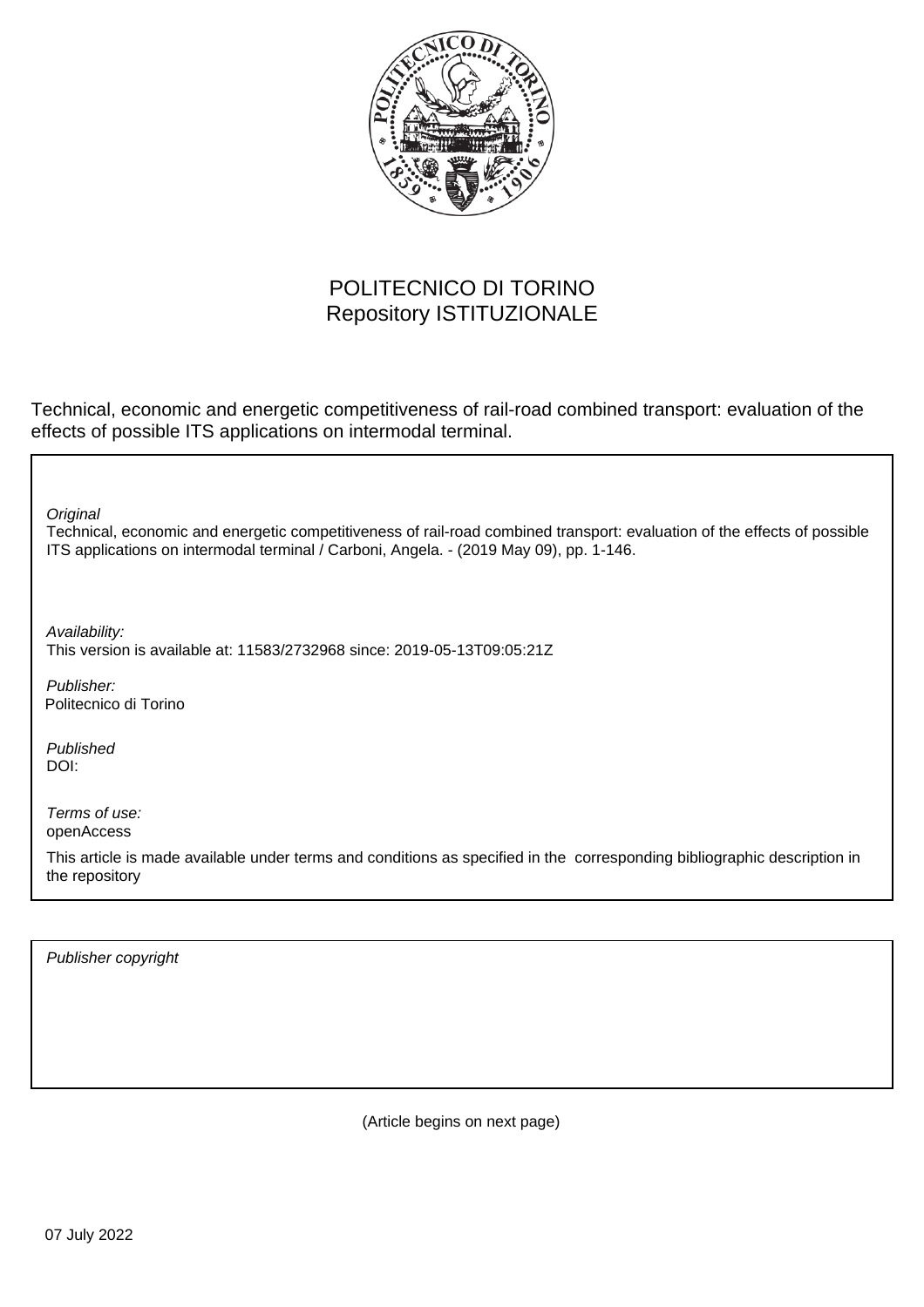POLITECNICO DI TORINO
Repository ISTITUZIONALE

Technical, economic and energetic competitiveness of rail-road combined transport: evaluation of the effects of possible ITS applications on intermodal terminal.

*Original*
Technical, economic and energetic competitiveness of rail-road combined transport: evaluation of the effects of possible ITS applications on intermodal terminal / Carboni, Angela. - (2019 May 09), pp. 1-146.

*Availability:*
This version is available at: 11583/2732968 since: 2019-05-13T09:05:21Z

*Publisher:*
Politecnico di Torino

*Published*
DOI:

*Terms of use:*
openAccess

This article is made available under terms and conditions as specified in the corresponding bibliographic description in the repository

*Publisher copyright*

(Article begins on next page)

07 July 2022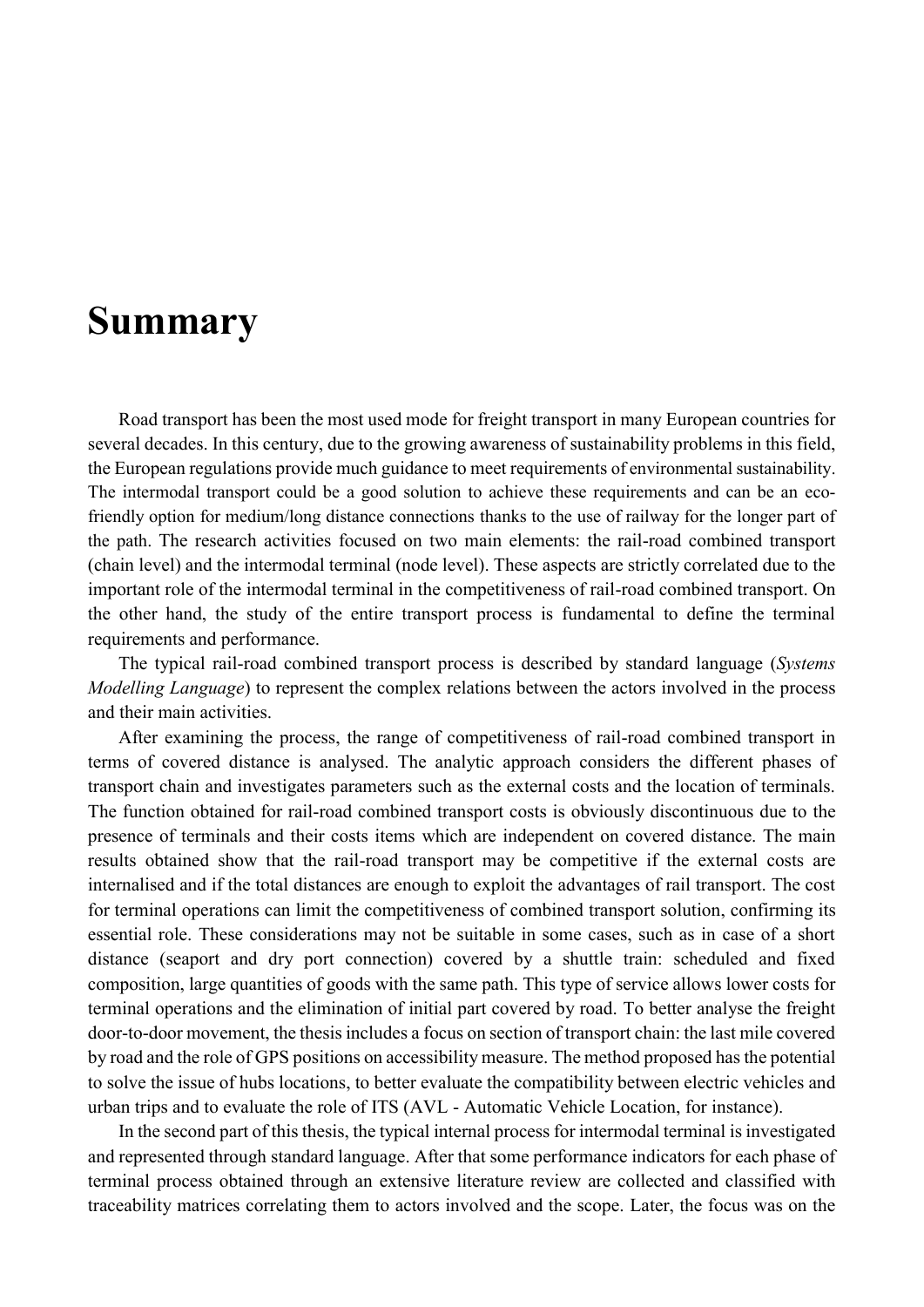# Summary

Road transport has been the most used mode for freight transport in many European countries for several decades. In this century, due to the growing awareness of sustainability problems in this field, the European regulations provide much guidance to meet requirements of environmental sustainability. The intermodal transport could be a good solution to achieve these requirements and can be an eco-friendly option for medium/long distance connections thanks to the use of railway for the longer part of the path. The research activities focused on two main elements: the rail-road combined transport (chain level) and the intermodal terminal (node level). These aspects are strictly correlated due to the important role of the intermodal terminal in the competitiveness of rail-road combined transport. On the other hand, the study of the entire transport process is fundamental to define the terminal requirements and performance.

The typical rail-road combined transport process is described by standard language (*Systems Modelling Language*) to represent the complex relations between the actors involved in the process and their main activities.

After examining the process, the range of competitiveness of rail-road combined transport in terms of covered distance is analysed. The analytic approach considers the different phases of transport chain and investigates parameters such as the external costs and the location of terminals. The function obtained for rail-road combined transport costs is obviously discontinuous due to the presence of terminals and their costs items which are independent on covered distance. The main results obtained show that the rail-road transport may be competitive if the external costs are internalised and if the total distances are enough to exploit the advantages of rail transport. The cost for terminal operations can limit the competitiveness of combined transport solution, confirming its essential role. These considerations may not be suitable in some cases, such as in case of a short distance (seaport and dry port connection) covered by a shuttle train: scheduled and fixed composition, large quantities of goods with the same path. This type of service allows lower costs for terminal operations and the elimination of initial part covered by road. To better analyse the freight door-to-door movement, the thesis includes a focus on section of transport chain: the last mile covered by road and the role of GPS positions on accessibility measure. The method proposed has the potential to solve the issue of hubs locations, to better evaluate the compatibility between electric vehicles and urban trips and to evaluate the role of ITS (AVL - Automatic Vehicle Location, for instance).

In the second part of this thesis, the typical internal process for intermodal terminal is investigated and represented through standard language. After that some performance indicators for each phase of terminal process obtained through an extensive literature review are collected and classified with traceability matrices correlating them to actors involved and the scope. Later, the focus was on the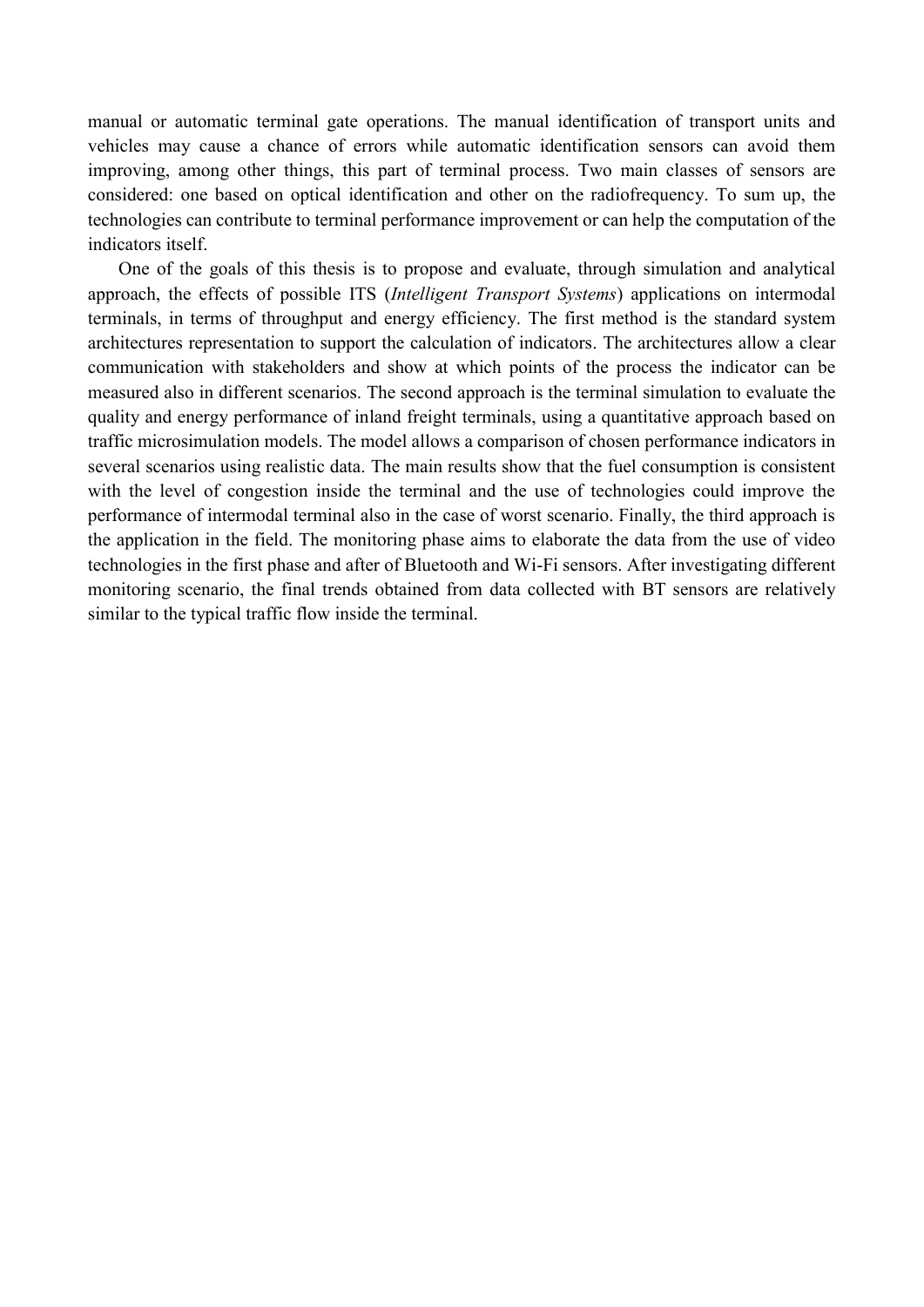manual or automatic terminal gate operations. The manual identification of transport units and vehicles may cause a chance of errors while automatic identification sensors can avoid them improving, among other things, this part of terminal process. Two main classes of sensors are considered: one based on optical identification and other on the radiofrequency. To sum up, the technologies can contribute to terminal performance improvement or can help the computation of the indicators itself.

One of the goals of this thesis is to propose and evaluate, through simulation and analytical approach, the effects of possible ITS (*Intelligent Transport Systems*) applications on intermodal terminals, in terms of throughput and energy efficiency. The first method is the standard system architectures representation to support the calculation of indicators. The architectures allow a clear communication with stakeholders and show at which points of the process the indicator can be measured also in different scenarios. The second approach is the terminal simulation to evaluate the quality and energy performance of inland freight terminals, using a quantitative approach based on traffic microsimulation models. The model allows a comparison of chosen performance indicators in several scenarios using realistic data. The main results show that the fuel consumption is consistent with the level of congestion inside the terminal and the use of technologies could improve the performance of intermodal terminal also in the case of worst scenario. Finally, the third approach is the application in the field. The monitoring phase aims to elaborate the data from the use of video technologies in the first phase and after of Bluetooth and Wi-Fi sensors. After investigating different monitoring scenario, the final trends obtained from data collected with BT sensors are relatively similar to the typical traffic flow inside the terminal.